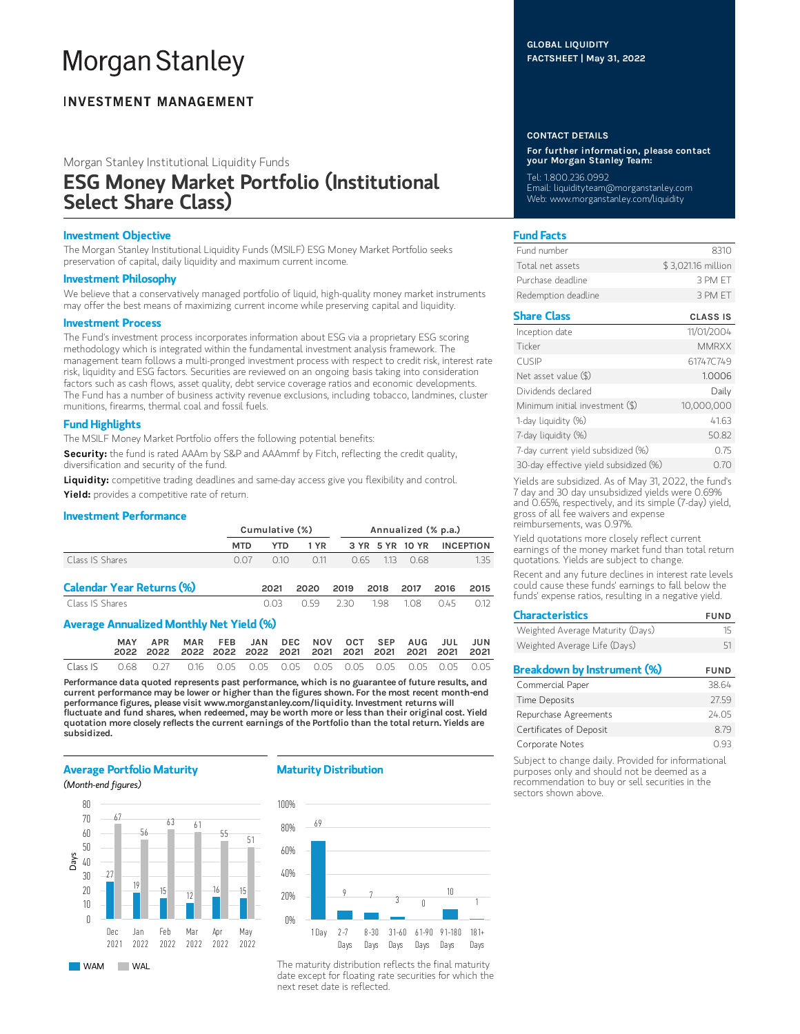# Morgan Stanley

## INVESTMENT MANAGEMENT

GLOBAL LIQUIDITY
FACTSHEET | May 31, 2022

Morgan Stanley Institutional Liquidity Funds

# ESG Money Market Portfolio (Institutional Select Share Class)

### Investment Objective

The Morgan Stanley Institutional Liquidity Funds (MSILF) ESG Money Market Portfolio seeks preservation of capital, daily liquidity and maximum current income.

### Investment Philosophy

We believe that a conservatively managed portfolio of liquid, high-quality money market instruments may offer the best means of maximizing current income while preserving capital and liquidity.

### Investment Process

The Fund's investment process incorporates information about ESG via a proprietary ESG scoring methodology which is integrated within the fundamental investment analysis framework. The management team follows a multi-pronged investment process with respect to credit risk, interest rate risk, liquidity and ESG factors. Securities are reviewed on an ongoing basis taking into consideration factors such as cash flows, asset quality, debt service coverage ratios and economic developments. The Fund has a number of business activity revenue exclusions, including tobacco, landmines, cluster munitions, firearms, thermal coal and fossil fuels.

### Fund Highlights

The MSILF Money Market Portfolio offers the following potential benefits:

**Security:** the fund is rated AAAm by S&P and AAAmmf by Fitch, reflecting the credit quality, diversification and security of the fund.

**Liquidity:** competitive trading deadlines and same-day access give you flexibility and control.

**Yield:** provides a competitive rate of return.

### Investment Performance

| | Cumulative (%) | | | Annualized (% p.a.) | | | |
|---|---|---|---|---|---|---|---|
| | MTD | YTD | 1 YR | 3 YR | 5 YR | 10 YR | INCEPTION |
| Class IS Shares | 0.07 | 0.10 | 0.11 | 0.65 | 1.13 | 0.68 | 1.35 |

### Calendar Year Returns (%)

| | 2021 | 2020 | 2019 | 2018 | 2017 | 2016 | 2015 |
|---|---|---|---|---|---|---|---|
| Class IS Shares | 0.03 | 0.59 | 2.30 | 1.98 | 1.08 | 0.45 | 0.12 |

### Average Annualized Monthly Net Yield (%)

| | MAY 2022 | APR 2022 | MAR 2022 | FEB 2022 | JAN 2022 | DEC 2021 | NOV 2021 | OCT 2021 | SEP 2021 | AUG 2021 | JUL 2021 | JUN 2021 |
|---|---|---|---|---|---|---|---|---|---|---|---|---|
| Class IS | 0.68 | 0.27 | 0.16 | 0.05 | 0.05 | 0.05 | 0.05 | 0.05 | 0.05 | 0.05 | 0.05 | 0.05 |

**Performance data quoted represents past performance, which is no guarantee of future results, and current performance may be lower or higher than the figures shown. For the most recent month-end performance figures, please visit www.morganstanley.com/liquidity. Investment returns will fluctuate and fund shares, when redeemed, may be worth more or less than their original cost. Yield quotation more closely reflects the current earnings of the Portfolio than the total return. Yields are subsidized.**

### Average Portfolio Maturity

*(Month-end figures)*

| Days | Dec 2021 | Jan 2022 | Feb 2022 | Mar 2022 | Apr 2022 | May 2022 |
|---|---|---|---|---|---|---|
| WAM | 27 | 19 | 15 | 12 | 16 | 15 |
| WAL | 67 | 56 | 63 | 61 | 55 | 51 |

### Maturity Distribution

| 1 Day | 2-7 Days | 8-30 Days | 31-60 Days | 61-90 Days | 91-180 Days | 181+ Days |
|---|---|---|---|---|---|---|
| 69 | 9 | 7 | 3 | 0 | 10 | 1 |

The maturity distribution reflects the final maturity date except for floating rate securities for which the next reset date is reflected.

### CONTACT DETAILS

**For further information, please contact your Morgan Stanley Team:**

Tel: 1.800.236.0992
Email: liquidityteam@morganstanley.com
Web: www.morganstanley.com/liquidity

### Fund Facts

| | |
|---|---|
| Fund number | 8310 |
| Total net assets | $ 3,021.16 million |
| Purchase deadline | 3 PM ET |
| Redemption deadline | 3 PM ET |

### Share Class

| | CLASS IS |
|---|---|
| Inception date | 11/01/2004 |
| Ticker | MMRXX |
| CUSIP | 61747C749 |
| Net asset value ($) | 1.0006 |
| Dividends declared | Daily |
| Minimum initial investment ($) | 10,000,000 |
| 1-day liquidity (%) | 41.63 |
| 7-day liquidity (%) | 50.82 |
| 7-day current yield subsidized (%) | 0.75 |
| 30-day effective yield subsidized (%) | 0.70 |

Yields are subsidized. As of May 31, 2022, the fund's 7 day and 30 day unsubsidized yields were 0.69% and 0.65%, respectively, and its simple (7-day) yield, gross of all fee waivers and expense reimbursements, was 0.97%.

Yield quotations more closely reflect current earnings of the money market fund than total return quotations. Yields are subject to change.

Recent and any future declines in interest rate levels could cause these funds' earnings to fall below the funds' expense ratios, resulting in a negative yield.

### Characteristics

| | FUND |
|---|---|
| Weighted Average Maturity (Days) | 15 |
| Weighted Average Life (Days) | 51 |

### Breakdown by Instrument (%)

| | FUND |
|---|---|
| Commercial Paper | 38.64 |
| Time Deposits | 27.59 |
| Repurchase Agreements | 24.05 |
| Certificates of Deposit | 8.79 |
| Corporate Notes | 0.93 |

Subject to change daily. Provided for informational purposes only and should not be deemed as a recommendation to buy or sell securities in the sectors shown above.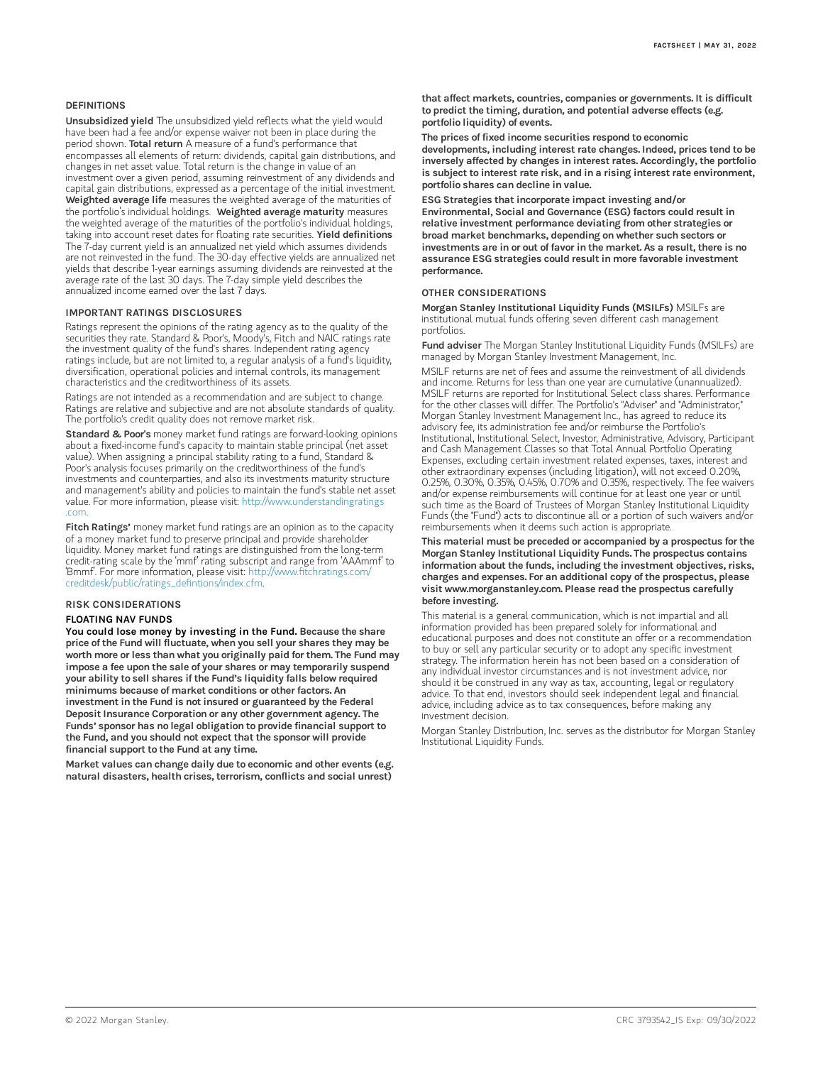## DEFINITIONS

**Unsubsidized yield** The unsubsidized yield reflects what the yield would have been had a fee and/or expense waiver not been in place during the period shown. **Total return** A measure of a fund's performance that encompasses all elements of return: dividends, capital gain distributions, and changes in net asset value. Total return is the change in value of an investment over a given period, assuming reinvestment of any dividends and capital gain distributions, expressed as a percentage of the initial investment. **Weighted average life** measures the weighted average of the maturities of the portfolio's individual holdings. **Weighted average maturity** measures the weighted average of the maturities of the portfolio's individual holdings, taking into account reset dates for floating rate securities. **Yield definitions** The 7-day current yield is an annualized net yield which assumes dividends are not reinvested in the fund. The 30-day effective yields are annualized net yields that describe 1-year earnings assuming dividends are reinvested at the average rate of the last 30 days. The 7-day simple yield describes the annualized income earned over the last 7 days.

## IMPORTANT RATINGS DISCLOSURES

Ratings represent the opinions of the rating agency as to the quality of the securities they rate. Standard & Poor's, Moody's, Fitch and NAIC ratings rate the investment quality of the fund's shares. Independent rating agency ratings include, but are not limited to, a regular analysis of a fund's liquidity, diversification, operational policies and internal controls, its management characteristics and the creditworthiness of its assets.

Ratings are not intended as a recommendation and are subject to change. Ratings are relative and subjective and are not absolute standards of quality. The portfolio's credit quality does not remove market risk.

**Standard & Poor's** money market fund ratings are forward-looking opinions about a fixed-income fund's capacity to maintain stable principal (net asset value). When assigning a principal stability rating to a fund, Standard & Poor's analysis focuses primarily on the creditworthiness of the fund's investments and counterparties, and also its investments maturity structure and management's ability and policies to maintain the fund's stable net asset value. For more information, please visit: http://www.understandingratings.com.

**Fitch Ratings'** money market fund ratings are an opinion as to the capacity of a money market fund to preserve principal and provide shareholder liquidity. Money market fund ratings are distinguished from the long-term credit-rating scale by the 'mmf' rating subscript and range from 'AAAmmf' to 'Bmmf'. For more information, please visit: http://www.fitchratings.com/creditdesk/public/ratings_defintions/index.cfm.

## RISK CONSIDERATIONS

### FLOATING NAV FUNDS

**You could lose money by investing in the Fund. Because the share price of the Fund will fluctuate, when you sell your shares they may be worth more or less than what you originally paid for them. The Fund may impose a fee upon the sale of your shares or may temporarily suspend your ability to sell shares if the Fund's liquidity falls below required minimums because of market conditions or other factors. An investment in the Fund is not insured or guaranteed by the Federal Deposit Insurance Corporation or any other government agency. The Funds' sponsor has no legal obligation to provide financial support to the Fund, and you should not expect that the sponsor will provide financial support to the Fund at any time.**

**Market values can change daily due to economic and other events (e.g. natural disasters, health crises, terrorism, conflicts and social unrest) that affect markets, countries, companies or governments. It is difficult to predict the timing, duration, and potential adverse effects (e.g. portfolio liquidity) of events.**

**The prices of fixed income securities respond to economic developments, including interest rate changes. Indeed, prices tend to be inversely affected by changes in interest rates. Accordingly, the portfolio is subject to interest rate risk, and in a rising interest rate environment, portfolio shares can decline in value.**

**ESG Strategies that incorporate impact investing and/or Environmental, Social and Governance (ESG) factors could result in relative investment performance deviating from other strategies or broad market benchmarks, depending on whether such sectors or investments are in or out of favor in the market. As a result, there is no assurance ESG strategies could result in more favorable investment performance.**

## OTHER CONSIDERATIONS

**Morgan Stanley Institutional Liquidity Funds (MSILFs)** MSILFs are institutional mutual funds offering seven different cash management portfolios.

**Fund adviser** The Morgan Stanley Institutional Liquidity Funds (MSILFs) are managed by Morgan Stanley Investment Management, Inc.

MSILF returns are net of fees and assume the reinvestment of all dividends and income. Returns for less than one year are cumulative (unannualized). MSILF returns are reported for Institutional Select class shares. Performance for the other classes will differ. The Portfolio's "Adviser" and "Administrator," Morgan Stanley Investment Management Inc., has agreed to reduce its advisory fee, its administration fee and/or reimburse the Portfolio's Institutional, Institutional Select, Investor, Administrative, Advisory, Participant and Cash Management Classes so that Total Annual Portfolio Operating Expenses, excluding certain investment related expenses, taxes, interest and other extraordinary expenses (including litigation), will not exceed 0.20%, 0.25%, 0.30%, 0.35%, 0.45%, 0.70% and 0.35%, respectively. The fee waivers and/or expense reimbursements will continue for at least one year or until such time as the Board of Trustees of Morgan Stanley Institutional Liquidity Funds (the "Fund") acts to discontinue all or a portion of such waivers and/or reimbursements when it deems such action is appropriate.

**This material must be preceded or accompanied by a prospectus for the Morgan Stanley Institutional Liquidity Funds. The prospectus contains information about the funds, including the investment objectives, risks, charges and expenses. For an additional copy of the prospectus, please visit www.morganstanley.com. Please read the prospectus carefully before investing.**

This material is a general communication, which is not impartial and all information provided has been prepared solely for informational and educational purposes and does not constitute an offer or a recommendation to buy or sell any particular security or to adopt any specific investment strategy. The information herein has not been based on a consideration of any individual investor circumstances and is not investment advice, nor should it be construed in any way as tax, accounting, legal or regulatory advice. To that end, investors should seek independent legal and financial advice, including advice as to tax consequences, before making any investment decision.

Morgan Stanley Distribution, Inc. serves as the distributor for Morgan Stanley Institutional Liquidity Funds.

© 2022 Morgan Stanley.

CRC 3793542_IS Exp: 09/30/2022